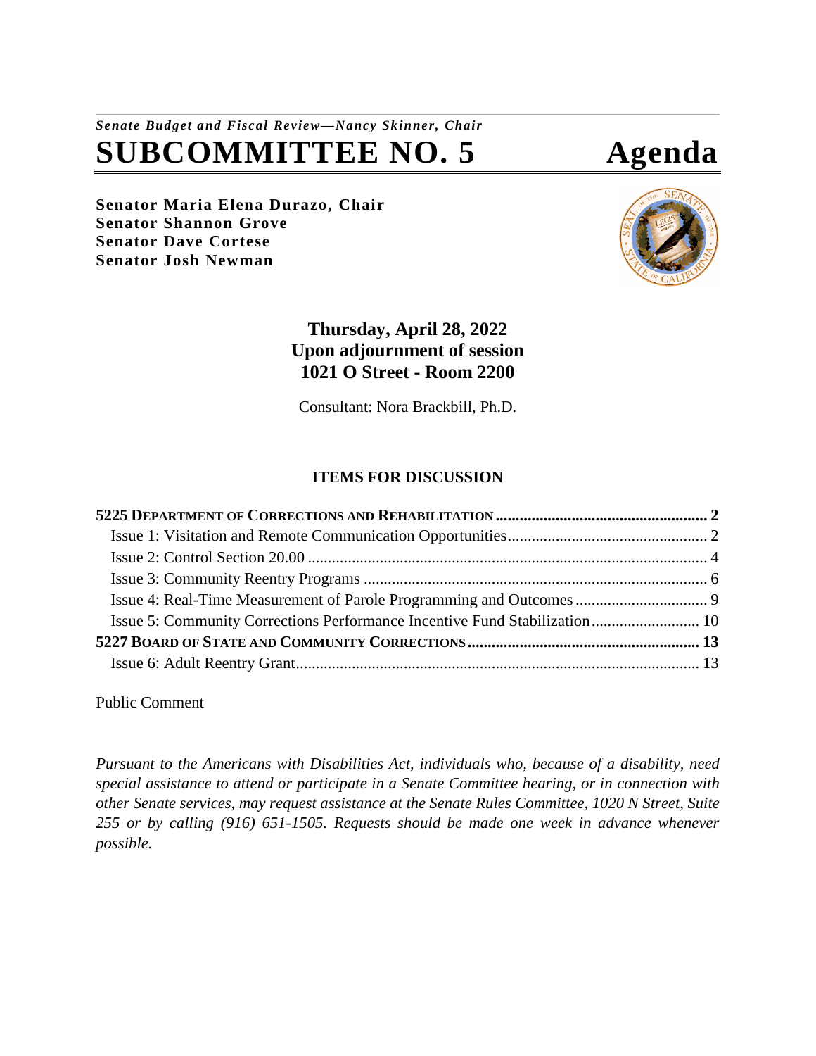*Senate Budget and Fiscal Review—Nancy Skinner, Chair*

# SUBCOMMITTEE NO. 5 Agenda

**Senator Maria Elena Durazo, Chair**
**Senator Shannon Grove**
**Senator Dave Cortese**
**Senator Josh Newman**

**Thursday, April 28, 2022**
**Upon adjournment of session**
**1021 O Street - Room 2200**

Consultant: Nora Brackbill, Ph.D.

## ITEMS FOR DISCUSSION

**5225 DEPARTMENT OF CORRECTIONS AND REHABILITATION ........ 2**
- Issue 1: Visitation and Remote Communication Opportunities ........ 2
- Issue 2: Control Section 20.00 ........ 4
- Issue 3: Community Reentry Programs ........ 6
- Issue 4: Real-Time Measurement of Parole Programming and Outcomes ........ 9
- Issue 5: Community Corrections Performance Incentive Fund Stabilization ........ 10

**5227 BOARD OF STATE AND COMMUNITY CORRECTIONS ........ 13**
- Issue 6: Adult Reentry Grant ........ 13

Public Comment

*Pursuant to the Americans with Disabilities Act, individuals who, because of a disability, need special assistance to attend or participate in a Senate Committee hearing, or in connection with other Senate services, may request assistance at the Senate Rules Committee, 1020 N Street, Suite 255 or by calling (916) 651-1505. Requests should be made one week in advance whenever possible.*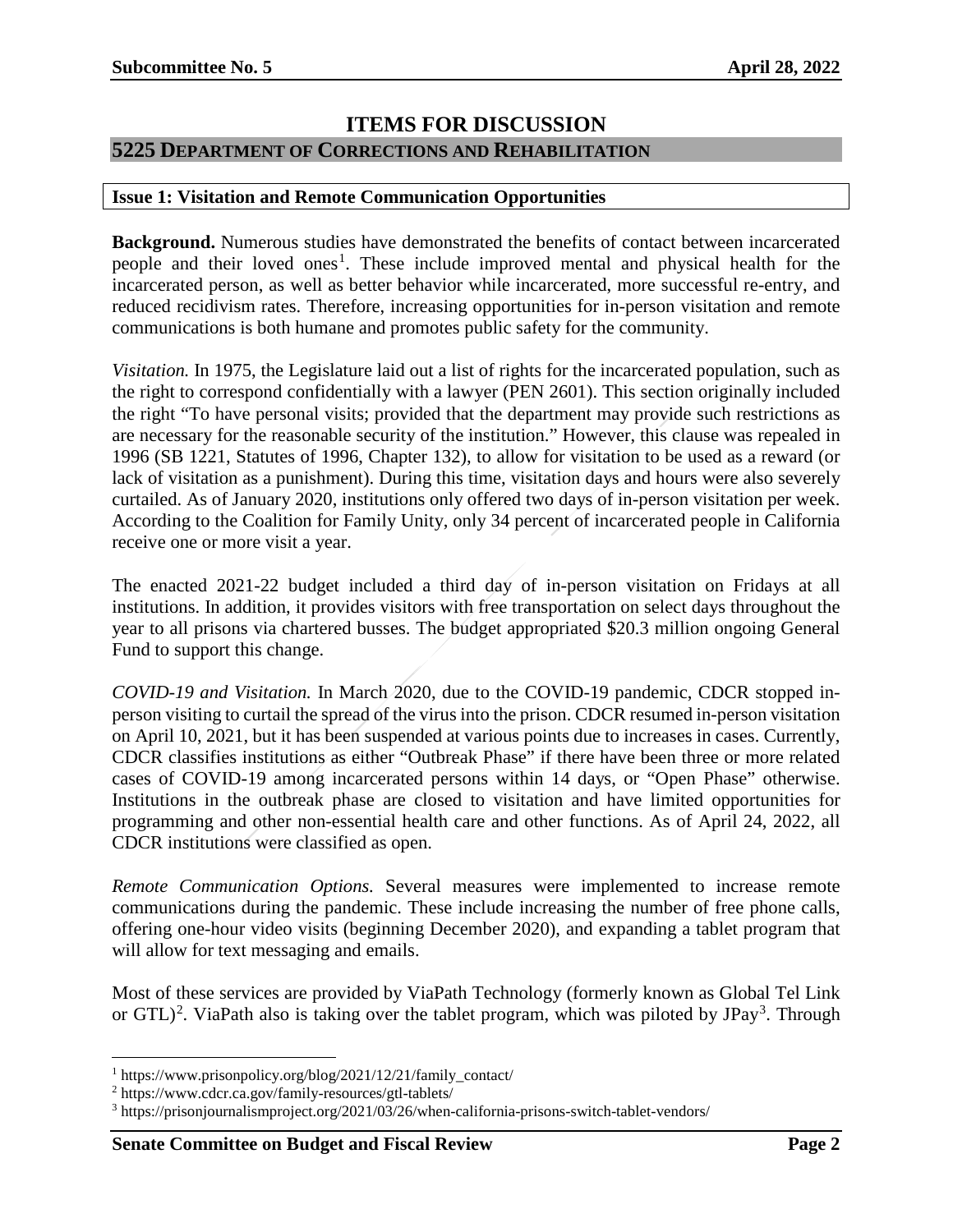# ITEMS FOR DISCUSSION

## 5225 Department of Corrections and Rehabilitation

### Issue 1: Visitation and Remote Communication Opportunities

**Background.** Numerous studies have demonstrated the benefits of contact between incarcerated people and their loved ones[1]. These include improved mental and physical health for the incarcerated person, as well as better behavior while incarcerated, more successful re-entry, and reduced recidivism rates. Therefore, increasing opportunities for in-person visitation and remote communications is both humane and promotes public safety for the community.

*Visitation.* In 1975, the Legislature laid out a list of rights for the incarcerated population, such as the right to correspond confidentially with a lawyer (PEN 2601). This section originally included the right "To have personal visits; provided that the department may provide such restrictions as are necessary for the reasonable security of the institution." However, this clause was repealed in 1996 (SB 1221, Statutes of 1996, Chapter 132), to allow for visitation to be used as a reward (or lack of visitation as a punishment). During this time, visitation days and hours were also severely curtailed. As of January 2020, institutions only offered two days of in-person visitation per week. According to the Coalition for Family Unity, only 34 percent of incarcerated people in California receive one or more visit a year.

The enacted 2021-22 budget included a third day of in-person visitation on Fridays at all institutions. In addition, it provides visitors with free transportation on select days throughout the year to all prisons via chartered busses. The budget appropriated $20.3 million ongoing General Fund to support this change.

*COVID-19 and Visitation.* In March 2020, due to the COVID-19 pandemic, CDCR stopped in-person visiting to curtail the spread of the virus into the prison. CDCR resumed in-person visitation on April 10, 2021, but it has been suspended at various points due to increases in cases. Currently, CDCR classifies institutions as either "Outbreak Phase" if there have been three or more related cases of COVID-19 among incarcerated persons within 14 days, or "Open Phase" otherwise. Institutions in the outbreak phase are closed to visitation and have limited opportunities for programming and other non-essential health care and other functions. As of April 24, 2022, all CDCR institutions were classified as open.

*Remote Communication Options.* Several measures were implemented to increase remote communications during the pandemic. These include increasing the number of free phone calls, offering one-hour video visits (beginning December 2020), and expanding a tablet program that will allow for text messaging and emails.

Most of these services are provided by ViaPath Technology (formerly known as Global Tel Link or GTL)[2]. ViaPath also is taking over the tablet program, which was piloted by JPay[3]. Through

---

[1] https://www.prisonpolicy.org/blog/2021/12/21/family_contact/

[2] https://www.cdcr.ca.gov/family-resources/gtl-tablets/

[3] https://prisonjournalismproject.org/2021/03/26/when-california-prisons-switch-tablet-vendors/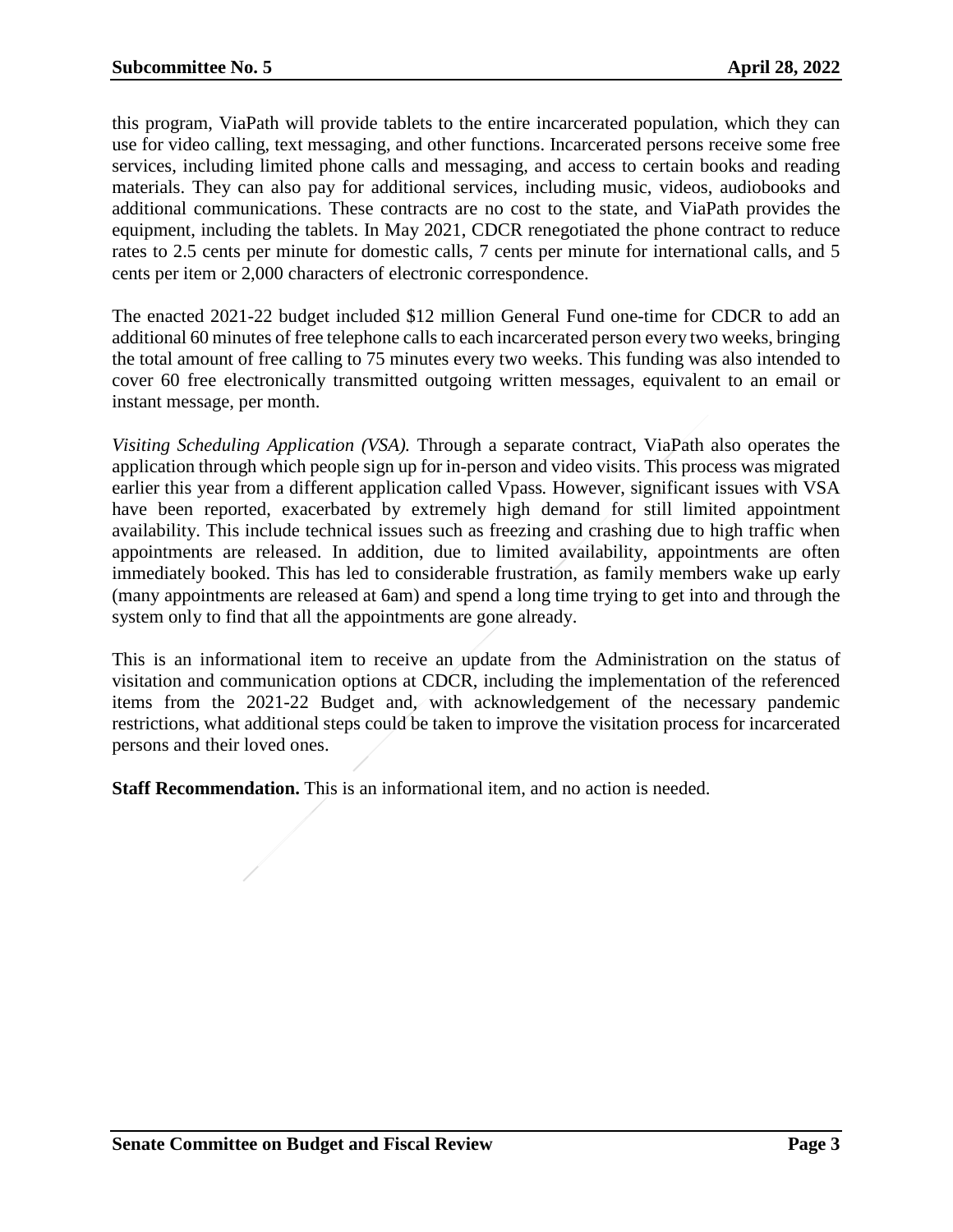this program, ViaPath will provide tablets to the entire incarcerated population, which they can use for video calling, text messaging, and other functions. Incarcerated persons receive some free services, including limited phone calls and messaging, and access to certain books and reading materials. They can also pay for additional services, including music, videos, audiobooks and additional communications. These contracts are no cost to the state, and ViaPath provides the equipment, including the tablets. In May 2021, CDCR renegotiated the phone contract to reduce rates to 2.5 cents per minute for domestic calls, 7 cents per minute for international calls, and 5 cents per item or 2,000 characters of electronic correspondence.

The enacted 2021-22 budget included $12 million General Fund one-time for CDCR to add an additional 60 minutes of free telephone calls to each incarcerated person every two weeks, bringing the total amount of free calling to 75 minutes every two weeks. This funding was also intended to cover 60 free electronically transmitted outgoing written messages, equivalent to an email or instant message, per month.

*Visiting Scheduling Application (VSA).* Through a separate contract, ViaPath also operates the application through which people sign up for in-person and video visits. This process was migrated earlier this year from a different application called Vpass. However, significant issues with VSA have been reported, exacerbated by extremely high demand for still limited appointment availability. This include technical issues such as freezing and crashing due to high traffic when appointments are released. In addition, due to limited availability, appointments are often immediately booked. This has led to considerable frustration, as family members wake up early (many appointments are released at 6am) and spend a long time trying to get into and through the system only to find that all the appointments are gone already.

This is an informational item to receive an update from the Administration on the status of visitation and communication options at CDCR, including the implementation of the referenced items from the 2021-22 Budget and, with acknowledgement of the necessary pandemic restrictions, what additional steps could be taken to improve the visitation process for incarcerated persons and their loved ones.

**Staff Recommendation.** This is an informational item, and no action is needed.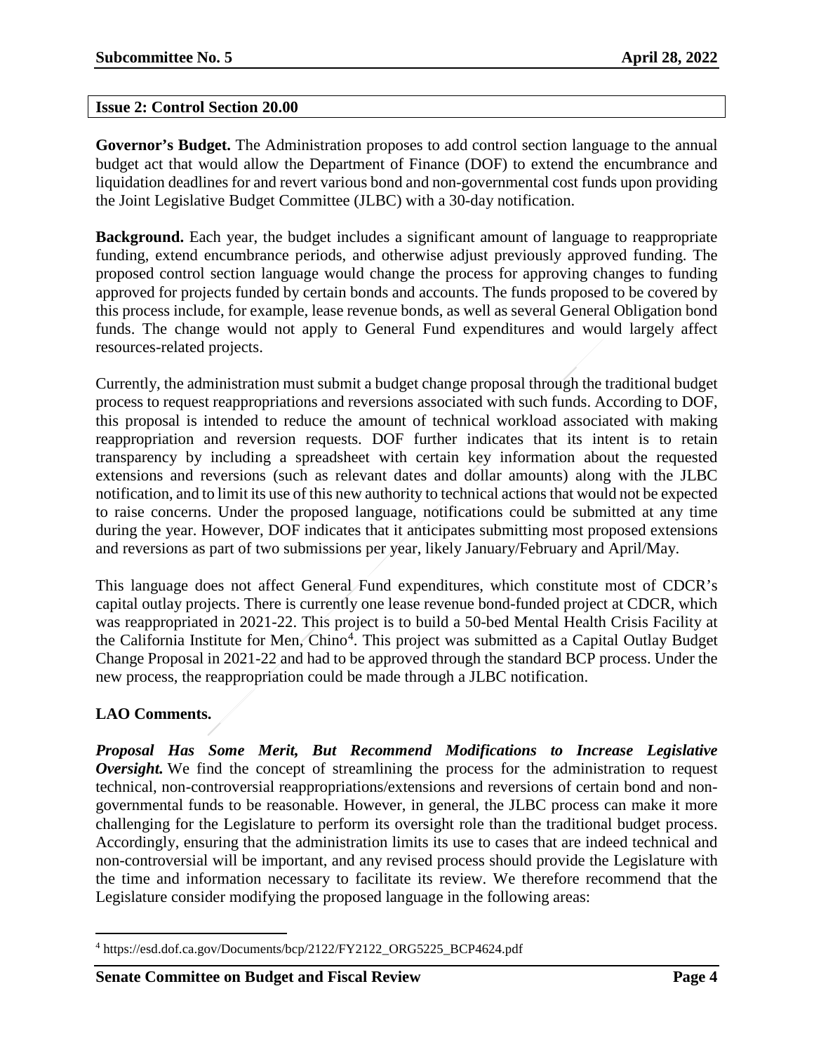## Issue 2: Control Section 20.00

**Governor's Budget.** The Administration proposes to add control section language to the annual budget act that would allow the Department of Finance (DOF) to extend the encumbrance and liquidation deadlines for and revert various bond and non-governmental cost funds upon providing the Joint Legislative Budget Committee (JLBC) with a 30-day notification.

**Background.** Each year, the budget includes a significant amount of language to reappropriate funding, extend encumbrance periods, and otherwise adjust previously approved funding. The proposed control section language would change the process for approving changes to funding approved for projects funded by certain bonds and accounts. The funds proposed to be covered by this process include, for example, lease revenue bonds, as well as several General Obligation bond funds. The change would not apply to General Fund expenditures and would largely affect resources-related projects.

Currently, the administration must submit a budget change proposal through the traditional budget process to request reappropriations and reversions associated with such funds. According to DOF, this proposal is intended to reduce the amount of technical workload associated with making reappropriation and reversion requests. DOF further indicates that its intent is to retain transparency by including a spreadsheet with certain key information about the requested extensions and reversions (such as relevant dates and dollar amounts) along with the JLBC notification, and to limit its use of this new authority to technical actions that would not be expected to raise concerns. Under the proposed language, notifications could be submitted at any time during the year. However, DOF indicates that it anticipates submitting most proposed extensions and reversions as part of two submissions per year, likely January/February and April/May.

This language does not affect General Fund expenditures, which constitute most of CDCR's capital outlay projects. There is currently one lease revenue bond-funded project at CDCR, which was reappropriated in 2021-22. This project is to build a 50-bed Mental Health Crisis Facility at the California Institute for Men, Chino[4]. This project was submitted as a Capital Outlay Budget Change Proposal in 2021-22 and had to be approved through the standard BCP process. Under the new process, the reappropriation could be made through a JLBC notification.

**LAO Comments.**

***Proposal Has Some Merit, But Recommend Modifications to Increase Legislative Oversight.*** We find the concept of streamlining the process for the administration to request technical, non-controversial reappropriations/extensions and reversions of certain bond and non-governmental funds to be reasonable. However, in general, the JLBC process can make it more challenging for the Legislature to perform its oversight role than the traditional budget process. Accordingly, ensuring that the administration limits its use to cases that are indeed technical and non-controversial will be important, and any revised process should provide the Legislature with the time and information necessary to facilitate its review. We therefore recommend that the Legislature consider modifying the proposed language in the following areas:

[4] https://esd.dof.ca.gov/Documents/bcp/2122/FY2122_ORG5225_BCP4624.pdf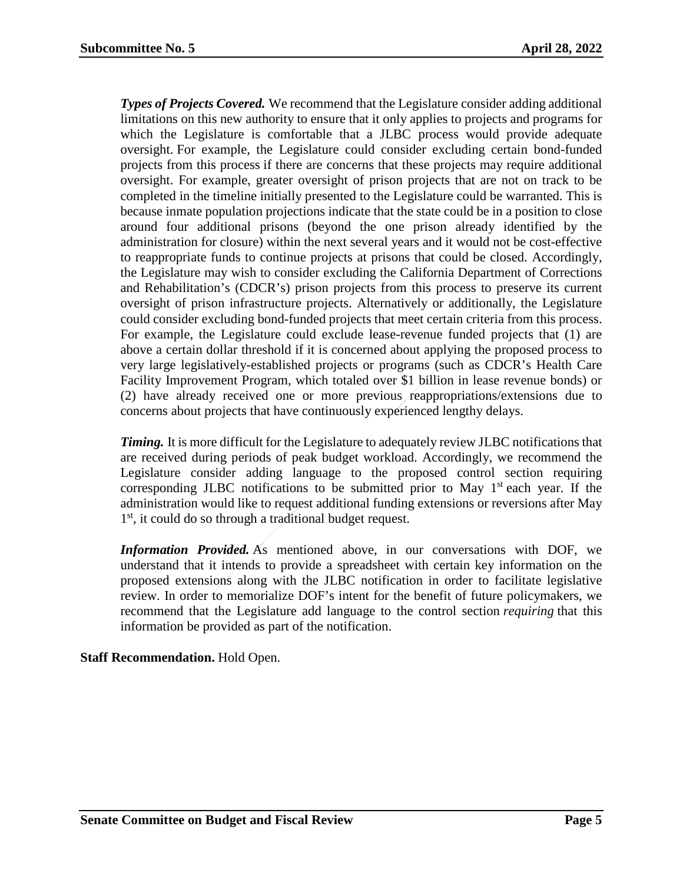***Types of Projects Covered.*** We recommend that the Legislature consider adding additional limitations on this new authority to ensure that it only applies to projects and programs for which the Legislature is comfortable that a JLBC process would provide adequate oversight. For example, the Legislature could consider excluding certain bond-funded projects from this process if there are concerns that these projects may require additional oversight. For example, greater oversight of prison projects that are not on track to be completed in the timeline initially presented to the Legislature could be warranted. This is because inmate population projections indicate that the state could be in a position to close around four additional prisons (beyond the one prison already identified by the administration for closure) within the next several years and it would not be cost-effective to reappropriate funds to continue projects at prisons that could be closed. Accordingly, the Legislature may wish to consider excluding the California Department of Corrections and Rehabilitation's (CDCR's) prison projects from this process to preserve its current oversight of prison infrastructure projects. Alternatively or additionally, the Legislature could consider excluding bond-funded projects that meet certain criteria from this process. For example, the Legislature could exclude lease-revenue funded projects that (1) are above a certain dollar threshold if it is concerned about applying the proposed process to very large legislatively-established projects or programs (such as CDCR's Health Care Facility Improvement Program, which totaled over $1 billion in lease revenue bonds) or (2) have already received one or more previous reappropriations/extensions due to concerns about projects that have continuously experienced lengthy delays.

***Timing.*** It is more difficult for the Legislature to adequately review JLBC notifications that are received during periods of peak budget workload. Accordingly, we recommend the Legislature consider adding language to the proposed control section requiring corresponding JLBC notifications to be submitted prior to May 1st each year. If the administration would like to request additional funding extensions or reversions after May 1st, it could do so through a traditional budget request.

***Information Provided.*** As mentioned above, in our conversations with DOF, we understand that it intends to provide a spreadsheet with certain key information on the proposed extensions along with the JLBC notification in order to facilitate legislative review. In order to memorialize DOF's intent for the benefit of future policymakers, we recommend that the Legislature add language to the control section *requiring* that this information be provided as part of the notification.

**Staff Recommendation.** Hold Open.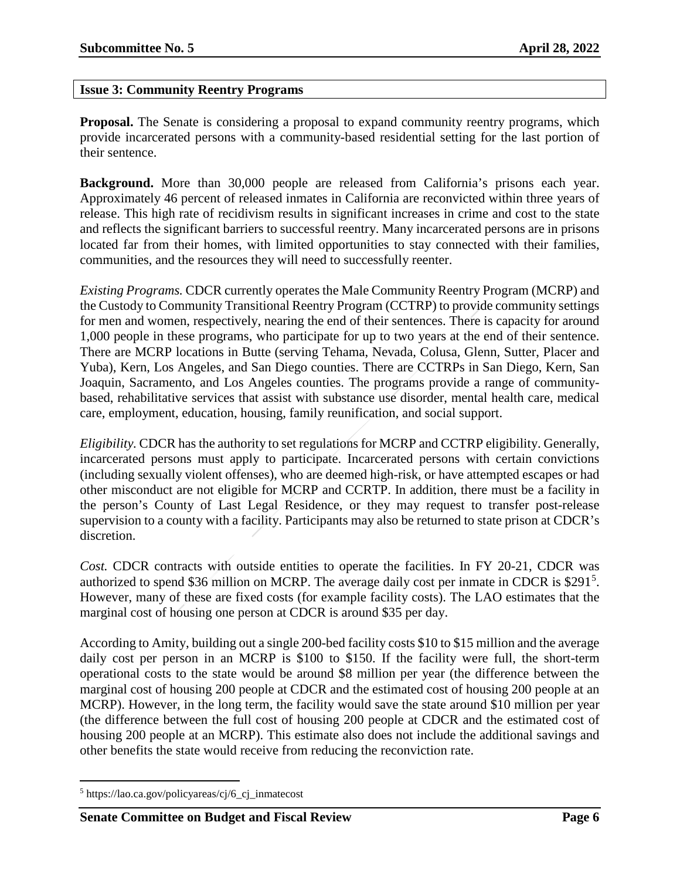## Issue 3: Community Reentry Programs

**Proposal.** The Senate is considering a proposal to expand community reentry programs, which provide incarcerated persons with a community-based residential setting for the last portion of their sentence.

**Background.** More than 30,000 people are released from California's prisons each year. Approximately 46 percent of released inmates in California are reconvicted within three years of release. This high rate of recidivism results in significant increases in crime and cost to the state and reflects the significant barriers to successful reentry. Many incarcerated persons are in prisons located far from their homes, with limited opportunities to stay connected with their families, communities, and the resources they will need to successfully reenter.

*Existing Programs.* CDCR currently operates the Male Community Reentry Program (MCRP) and the Custody to Community Transitional Reentry Program (CCTRP) to provide community settings for men and women, respectively, nearing the end of their sentences. There is capacity for around 1,000 people in these programs, who participate for up to two years at the end of their sentence. There are MCRP locations in Butte (serving Tehama, Nevada, Colusa, Glenn, Sutter, Placer and Yuba), Kern, Los Angeles, and San Diego counties. There are CCTRPs in San Diego, Kern, San Joaquin, Sacramento, and Los Angeles counties. The programs provide a range of community-based, rehabilitative services that assist with substance use disorder, mental health care, medical care, employment, education, housing, family reunification, and social support.

*Eligibility.* CDCR has the authority to set regulations for MCRP and CCTRP eligibility. Generally, incarcerated persons must apply to participate. Incarcerated persons with certain convictions (including sexually violent offenses), who are deemed high-risk, or have attempted escapes or had other misconduct are not eligible for MCRP and CCRTP. In addition, there must be a facility in the person's County of Last Legal Residence, or they may request to transfer post-release supervision to a county with a facility. Participants may also be returned to state prison at CDCR's discretion.

*Cost.* CDCR contracts with outside entities to operate the facilities. In FY 20-21, CDCR was authorized to spend $36 million on MCRP. The average daily cost per inmate in CDCR is $291[5]. However, many of these are fixed costs (for example facility costs). The LAO estimates that the marginal cost of housing one person at CDCR is around $35 per day.

According to Amity, building out a single 200-bed facility costs $10 to $15 million and the average daily cost per person in an MCRP is $100 to $150. If the facility were full, the short-term operational costs to the state would be around $8 million per year (the difference between the marginal cost of housing 200 people at CDCR and the estimated cost of housing 200 people at an MCRP). However, in the long term, the facility would save the state around $10 million per year (the difference between the full cost of housing 200 people at CDCR and the estimated cost of housing 200 people at an MCRP). This estimate also does not include the additional savings and other benefits the state would receive from reducing the reconviction rate.

[5] https://lao.ca.gov/policyareas/cj/6_cj_inmatecost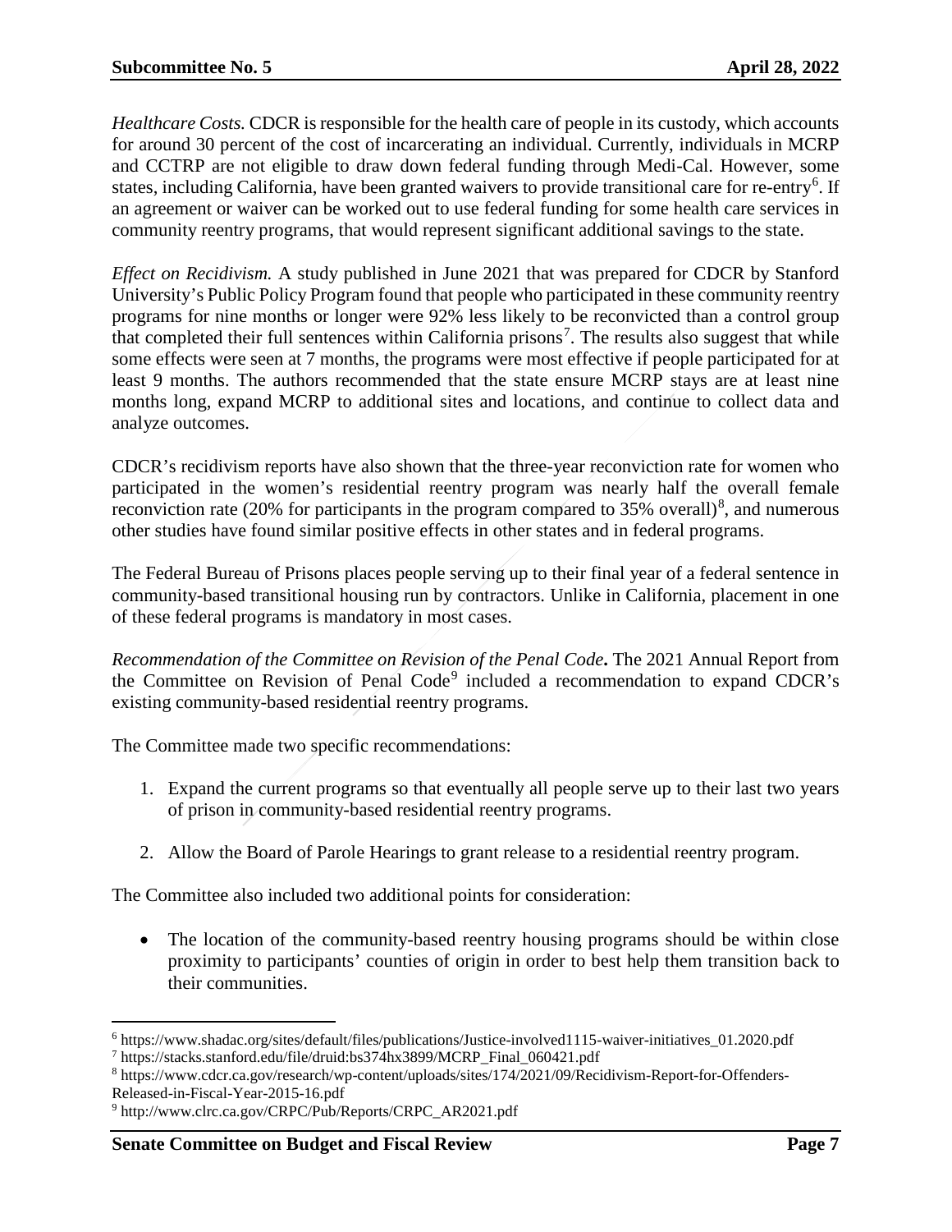*Healthcare Costs.* CDCR is responsible for the health care of people in its custody, which accounts for around 30 percent of the cost of incarcerating an individual. Currently, individuals in MCRP and CCTRP are not eligible to draw down federal funding through Medi-Cal. However, some states, including California, have been granted waivers to provide transitional care for re-entry[6]. If an agreement or waiver can be worked out to use federal funding for some health care services in community reentry programs, that would represent significant additional savings to the state.

*Effect on Recidivism.* A study published in June 2021 that was prepared for CDCR by Stanford University's Public Policy Program found that people who participated in these community reentry programs for nine months or longer were 92% less likely to be reconvicted than a control group that completed their full sentences within California prisons[7]. The results also suggest that while some effects were seen at 7 months, the programs were most effective if people participated for at least 9 months. The authors recommended that the state ensure MCRP stays are at least nine months long, expand MCRP to additional sites and locations, and continue to collect data and analyze outcomes.

CDCR's recidivism reports have also shown that the three-year reconviction rate for women who participated in the women's residential reentry program was nearly half the overall female reconviction rate (20% for participants in the program compared to 35% overall)[8], and numerous other studies have found similar positive effects in other states and in federal programs.

The Federal Bureau of Prisons places people serving up to their final year of a federal sentence in community-based transitional housing run by contractors. Unlike in California, placement in one of these federal programs is mandatory in most cases.

***Recommendation of the Committee on Revision of the Penal Code*.** The 2021 Annual Report from the Committee on Revision of Penal Code[9] included a recommendation to expand CDCR's existing community-based residential reentry programs.

The Committee made two specific recommendations:

1. Expand the current programs so that eventually all people serve up to their last two years of prison in community-based residential reentry programs.
2. Allow the Board of Parole Hearings to grant release to a residential reentry program.

The Committee also included two additional points for consideration:

- The location of the community-based reentry housing programs should be within close proximity to participants' counties of origin in order to best help them transition back to their communities.

---

[6] https://www.shadac.org/sites/default/files/publications/Justice-involved1115-waiver-initiatives_01.2020.pdf

[7] https://stacks.stanford.edu/file/druid:bs374hx3899/MCRP_Final_060421.pdf

[8] https://www.cdcr.ca.gov/research/wp-content/uploads/sites/174/2021/09/Recidivism-Report-for-Offenders-Released-in-Fiscal-Year-2015-16.pdf

[9] http://www.clrc.ca.gov/CRPC/Pub/Reports/CRPC_AR2021.pdf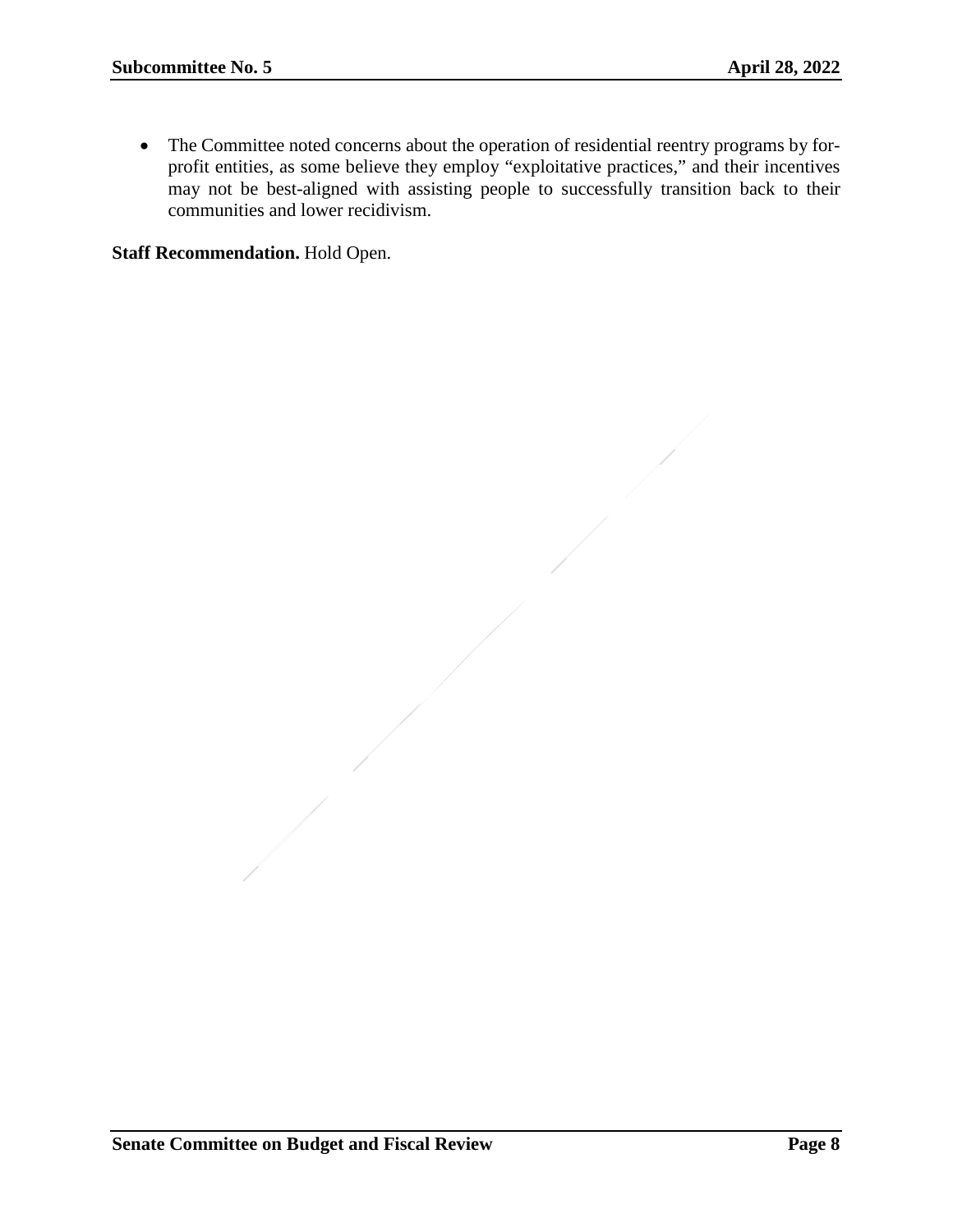- The Committee noted concerns about the operation of residential reentry programs by for-profit entities, as some believe they employ "exploitative practices," and their incentives may not be best-aligned with assisting people to successfully transition back to their communities and lower recidivism.

**Staff Recommendation.** Hold Open.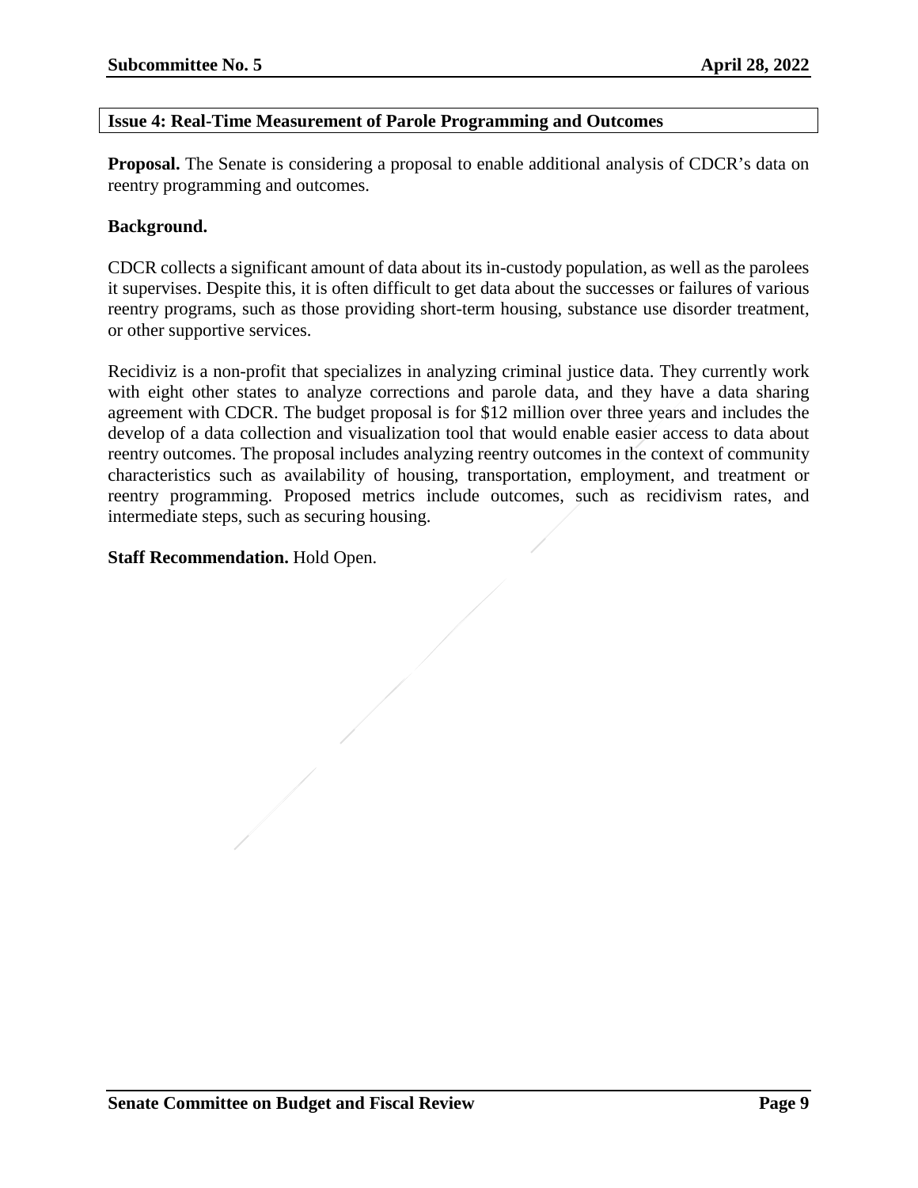## Issue 4: Real-Time Measurement of Parole Programming and Outcomes

**Proposal.** The Senate is considering a proposal to enable additional analysis of CDCR's data on reentry programming and outcomes.

**Background.**

CDCR collects a significant amount of data about its in-custody population, as well as the parolees it supervises. Despite this, it is often difficult to get data about the successes or failures of various reentry programs, such as those providing short-term housing, substance use disorder treatment, or other supportive services.

Recidiviz is a non-profit that specializes in analyzing criminal justice data. They currently work with eight other states to analyze corrections and parole data, and they have a data sharing agreement with CDCR. The budget proposal is for $12 million over three years and includes the develop of a data collection and visualization tool that would enable easier access to data about reentry outcomes. The proposal includes analyzing reentry outcomes in the context of community characteristics such as availability of housing, transportation, employment, and treatment or reentry programming. Proposed metrics include outcomes, such as recidivism rates, and intermediate steps, such as securing housing.

**Staff Recommendation.** Hold Open.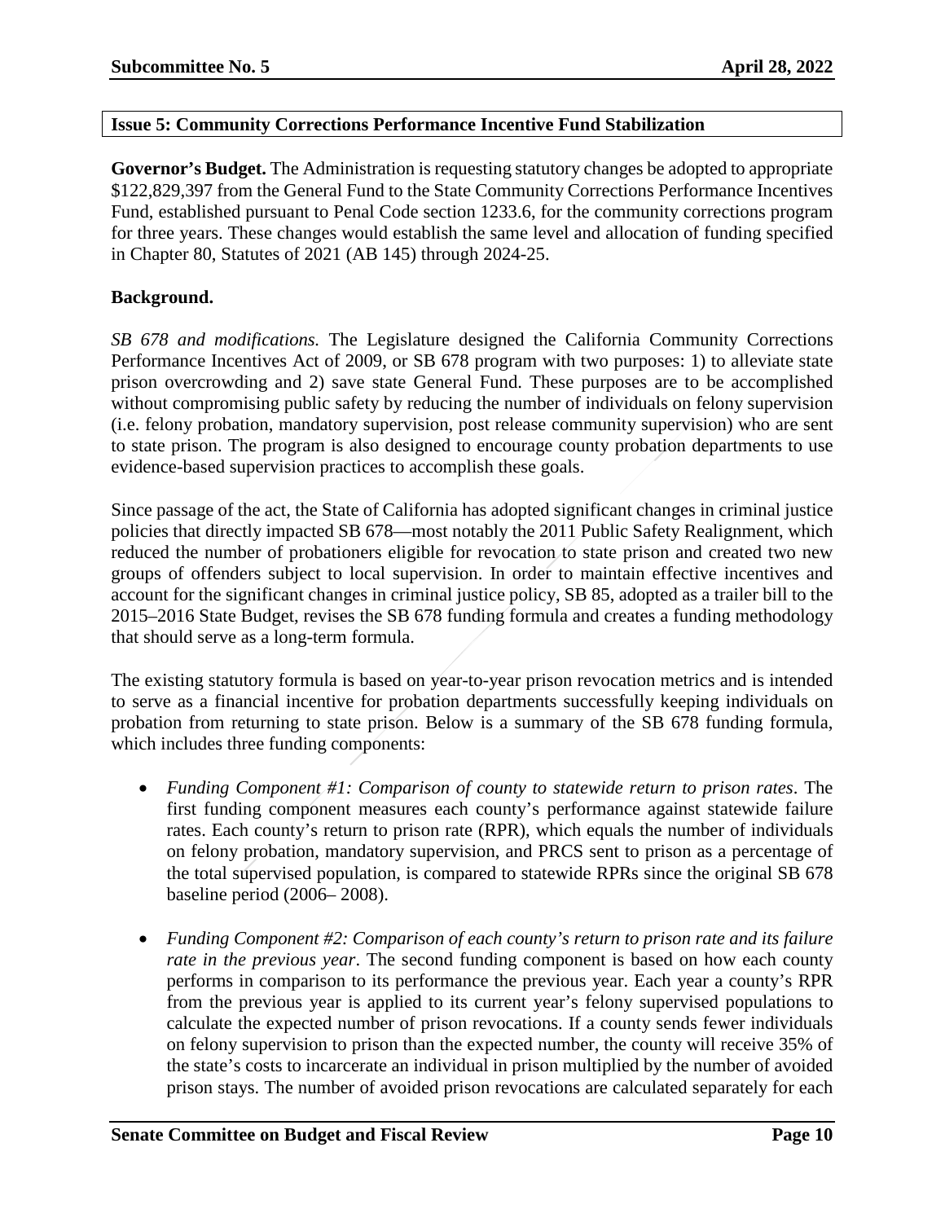**Issue 5: Community Corrections Performance Incentive Fund Stabilization**

**Governor's Budget.** The Administration is requesting statutory changes be adopted to appropriate \$122,829,397 from the General Fund to the State Community Corrections Performance Incentives Fund, established pursuant to Penal Code section 1233.6, for the community corrections program for three years. These changes would establish the same level and allocation of funding specified in Chapter 80, Statutes of 2021 (AB 145) through 2024-25.

**Background.**

*SB 678 and modifications.* The Legislature designed the California Community Corrections Performance Incentives Act of 2009, or SB 678 program with two purposes: 1) to alleviate state prison overcrowding and 2) save state General Fund. These purposes are to be accomplished without compromising public safety by reducing the number of individuals on felony supervision (i.e. felony probation, mandatory supervision, post release community supervision) who are sent to state prison. The program is also designed to encourage county probation departments to use evidence-based supervision practices to accomplish these goals.

Since passage of the act, the State of California has adopted significant changes in criminal justice policies that directly impacted SB 678—most notably the 2011 Public Safety Realignment, which reduced the number of probationers eligible for revocation to state prison and created two new groups of offenders subject to local supervision. In order to maintain effective incentives and account for the significant changes in criminal justice policy, SB 85, adopted as a trailer bill to the 2015–2016 State Budget, revises the SB 678 funding formula and creates a funding methodology that should serve as a long-term formula.

The existing statutory formula is based on year-to-year prison revocation metrics and is intended to serve as a financial incentive for probation departments successfully keeping individuals on probation from returning to state prison. Below is a summary of the SB 678 funding formula, which includes three funding components:

- *Funding Component #1: Comparison of county to statewide return to prison rates*. The first funding component measures each county's performance against statewide failure rates. Each county's return to prison rate (RPR), which equals the number of individuals on felony probation, mandatory supervision, and PRCS sent to prison as a percentage of the total supervised population, is compared to statewide RPRs since the original SB 678 baseline period (2006– 2008).
- *Funding Component #2: Comparison of each county's return to prison rate and its failure rate in the previous year*. The second funding component is based on how each county performs in comparison to its performance the previous year. Each year a county's RPR from the previous year is applied to its current year's felony supervised populations to calculate the expected number of prison revocations. If a county sends fewer individuals on felony supervision to prison than the expected number, the county will receive 35% of the state's costs to incarcerate an individual in prison multiplied by the number of avoided prison stays. The number of avoided prison revocations are calculated separately for each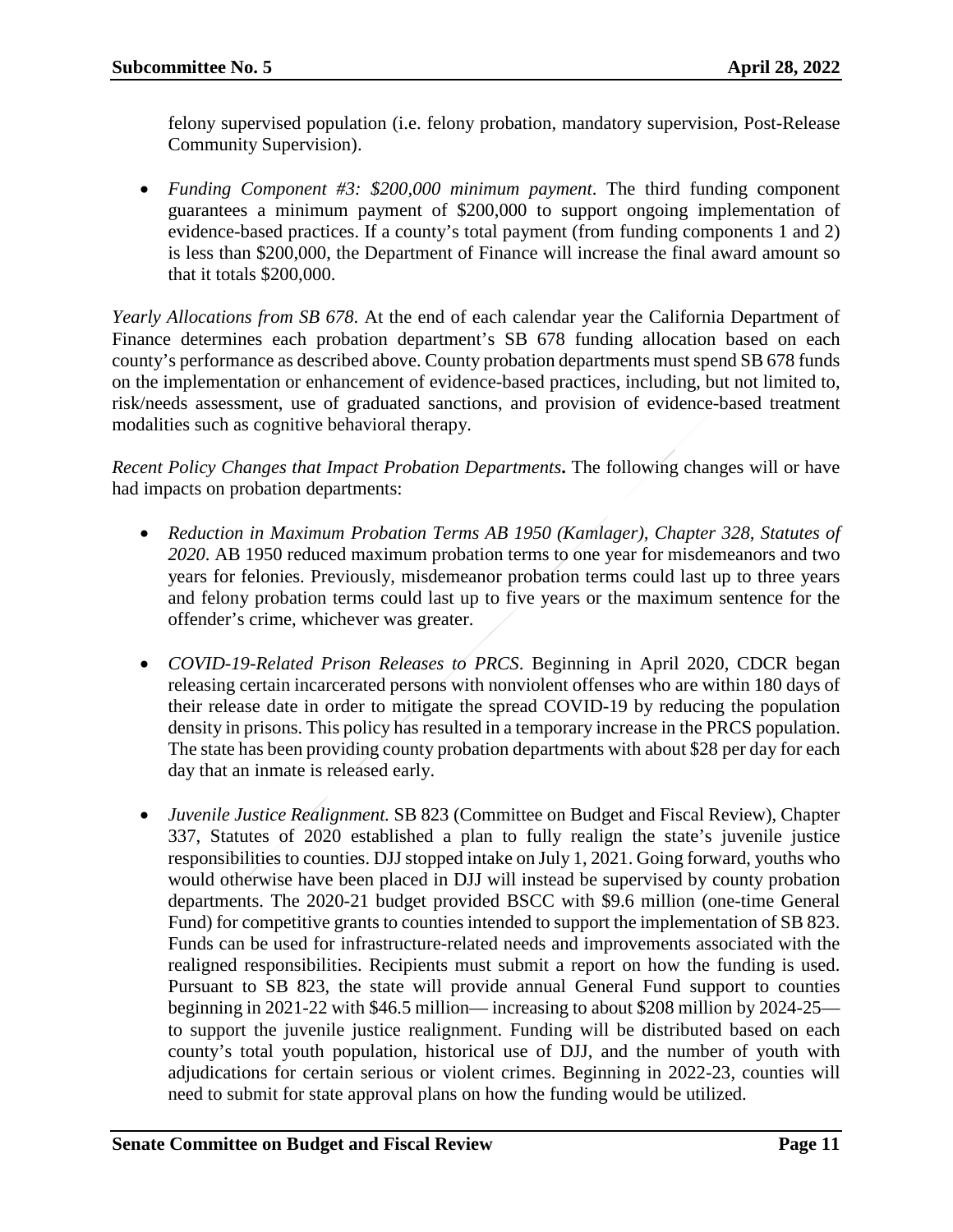felony supervised population (i.e. felony probation, mandatory supervision, Post-Release Community Supervision).

- *Funding Component #3: $200,000 minimum payment*. The third funding component guarantees a minimum payment of $200,000 to support ongoing implementation of evidence-based practices. If a county's total payment (from funding components 1 and 2) is less than $200,000, the Department of Finance will increase the final award amount so that it totals $200,000.

*Yearly Allocations from SB 678*. At the end of each calendar year the California Department of Finance determines each probation department's SB 678 funding allocation based on each county's performance as described above. County probation departments must spend SB 678 funds on the implementation or enhancement of evidence-based practices, including, but not limited to, risk/needs assessment, use of graduated sanctions, and provision of evidence-based treatment modalities such as cognitive behavioral therapy.

*Recent Policy Changes that Impact Probation Departments***.** The following changes will or have had impacts on probation departments:

- *Reduction in Maximum Probation Terms AB 1950 (Kamlager), Chapter 328, Statutes of 2020.* AB 1950 reduced maximum probation terms to one year for misdemeanors and two years for felonies. Previously, misdemeanor probation terms could last up to three years and felony probation terms could last up to five years or the maximum sentence for the offender's crime, whichever was greater.

- *COVID-19-Related Prison Releases to PRCS*. Beginning in April 2020, CDCR began releasing certain incarcerated persons with nonviolent offenses who are within 180 days of their release date in order to mitigate the spread COVID-19 by reducing the population density in prisons. This policy has resulted in a temporary increase in the PRCS population. The state has been providing county probation departments with about $28 per day for each day that an inmate is released early.

- *Juvenile Justice Realignment.* SB 823 (Committee on Budget and Fiscal Review), Chapter 337, Statutes of 2020 established a plan to fully realign the state's juvenile justice responsibilities to counties. DJJ stopped intake on July 1, 2021. Going forward, youths who would otherwise have been placed in DJJ will instead be supervised by county probation departments. The 2020-21 budget provided BSCC with $9.6 million (one-time General Fund) for competitive grants to counties intended to support the implementation of SB 823. Funds can be used for infrastructure-related needs and improvements associated with the realigned responsibilities. Recipients must submit a report on how the funding is used. Pursuant to SB 823, the state will provide annual General Fund support to counties beginning in 2021-22 with $46.5 million— increasing to about $208 million by 2024-25— to support the juvenile justice realignment. Funding will be distributed based on each county's total youth population, historical use of DJJ, and the number of youth with adjudications for certain serious or violent crimes. Beginning in 2022-23, counties will need to submit for state approval plans on how the funding would be utilized.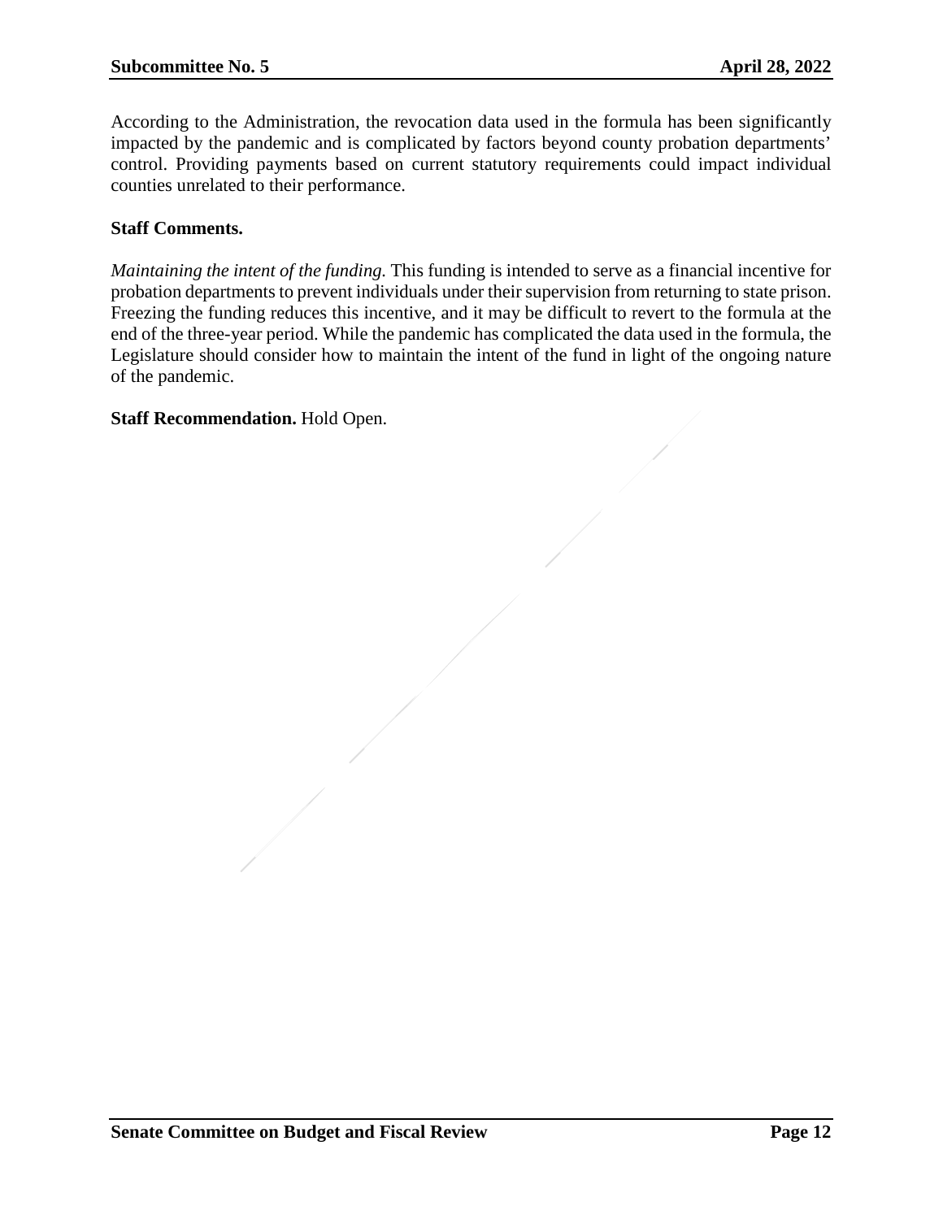According to the Administration, the revocation data used in the formula has been significantly impacted by the pandemic and is complicated by factors beyond county probation departments' control. Providing payments based on current statutory requirements could impact individual counties unrelated to their performance.

**Staff Comments.**

*Maintaining the intent of the funding.* This funding is intended to serve as a financial incentive for probation departments to prevent individuals under their supervision from returning to state prison. Freezing the funding reduces this incentive, and it may be difficult to revert to the formula at the end of the three-year period. While the pandemic has complicated the data used in the formula, the Legislature should consider how to maintain the intent of the fund in light of the ongoing nature of the pandemic.

**Staff Recommendation.** Hold Open.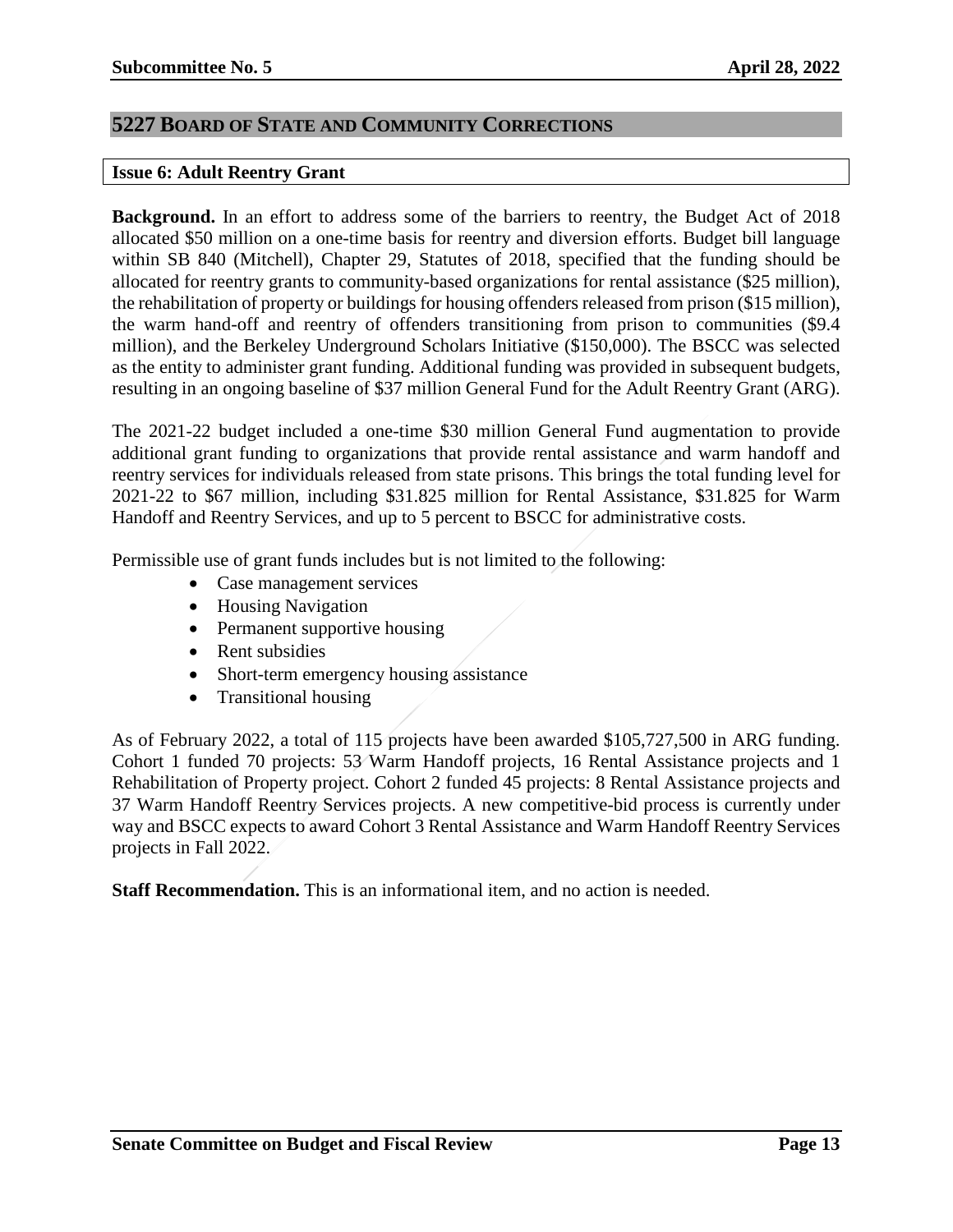## 5227 Board of State and Community Corrections

### Issue 6: Adult Reentry Grant

**Background.** In an effort to address some of the barriers to reentry, the Budget Act of 2018 allocated $50 million on a one-time basis for reentry and diversion efforts. Budget bill language within SB 840 (Mitchell), Chapter 29, Statutes of 2018, specified that the funding should be allocated for reentry grants to community-based organizations for rental assistance ($25 million), the rehabilitation of property or buildings for housing offenders released from prison ($15 million), the warm hand-off and reentry of offenders transitioning from prison to communities ($9.4 million), and the Berkeley Underground Scholars Initiative ($150,000). The BSCC was selected as the entity to administer grant funding. Additional funding was provided in subsequent budgets, resulting in an ongoing baseline of $37 million General Fund for the Adult Reentry Grant (ARG).

The 2021-22 budget included a one-time $30 million General Fund augmentation to provide additional grant funding to organizations that provide rental assistance and warm handoff and reentry services for individuals released from state prisons. This brings the total funding level for 2021-22 to $67 million, including $31.825 million for Rental Assistance, $31.825 for Warm Handoff and Reentry Services, and up to 5 percent to BSCC for administrative costs.

Permissible use of grant funds includes but is not limited to the following:

- Case management services
- Housing Navigation
- Permanent supportive housing
- Rent subsidies
- Short-term emergency housing assistance
- Transitional housing

As of February 2022, a total of 115 projects have been awarded $105,727,500 in ARG funding. Cohort 1 funded 70 projects: 53 Warm Handoff projects, 16 Rental Assistance projects and 1 Rehabilitation of Property project. Cohort 2 funded 45 projects: 8 Rental Assistance projects and 37 Warm Handoff Reentry Services projects. A new competitive-bid process is currently under way and BSCC expects to award Cohort 3 Rental Assistance and Warm Handoff Reentry Services projects in Fall 2022.

**Staff Recommendation.** This is an informational item, and no action is needed.